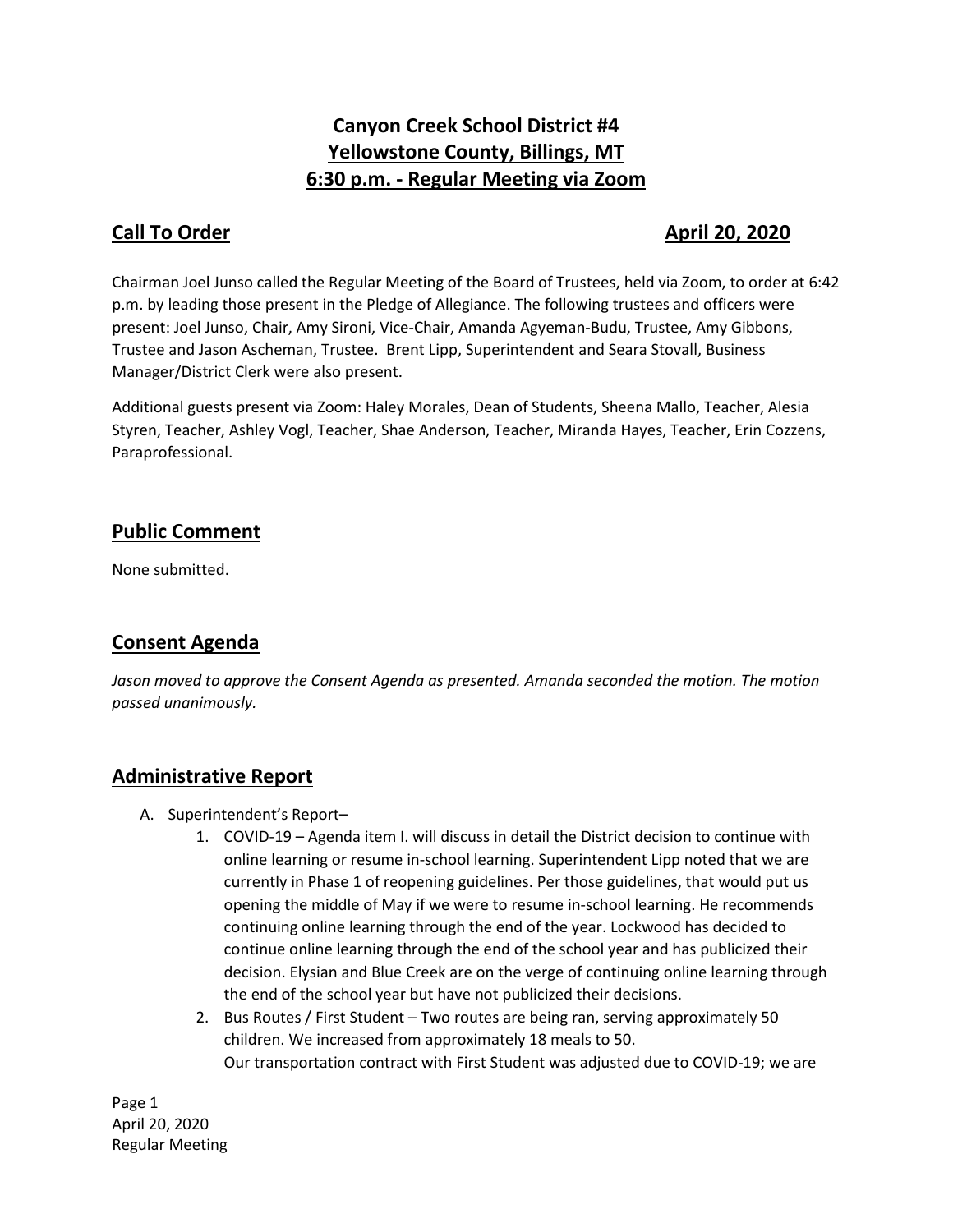# Canyon Creek School District #4
# Yellowstone County, Billings, MT
# 6:30 p.m. - Regular Meeting via Zoom

## Call To Order — April 20, 2020

Chairman Joel Junso called the Regular Meeting of the Board of Trustees, held via Zoom, to order at 6:42 p.m. by leading those present in the Pledge of Allegiance. The following trustees and officers were present: Joel Junso, Chair, Amy Sironi, Vice-Chair, Amanda Agyeman-Budu, Trustee, Amy Gibbons, Trustee and Jason Ascheman, Trustee. Brent Lipp, Superintendent and Seara Stovall, Business Manager/District Clerk were also present.

Additional guests present via Zoom: Haley Morales, Dean of Students, Sheena Mallo, Teacher, Alesia Styren, Teacher, Ashley Vogl, Teacher, Shae Anderson, Teacher, Miranda Hayes, Teacher, Erin Cozzens, Paraprofessional.

## Public Comment

None submitted.

## Consent Agenda

*Jason moved to approve the Consent Agenda as presented. Amanda seconded the motion. The motion passed unanimously.*

## Administrative Report

A. Superintendent's Report–
   1. COVID-19 – Agenda item I. will discuss in detail the District decision to continue with online learning or resume in-school learning. Superintendent Lipp noted that we are currently in Phase 1 of reopening guidelines. Per those guidelines, that would put us opening the middle of May if we were to resume in-school learning. He recommends continuing online learning through the end of the year. Lockwood has decided to continue online learning through the end of the school year and has publicized their decision. Elysian and Blue Creek are on the verge of continuing online learning through the end of the school year but have not publicized their decisions.
   2. Bus Routes / First Student – Two routes are being ran, serving approximately 50 children. We increased from approximately 18 meals to 50.
      Our transportation contract with First Student was adjusted due to COVID-19; we are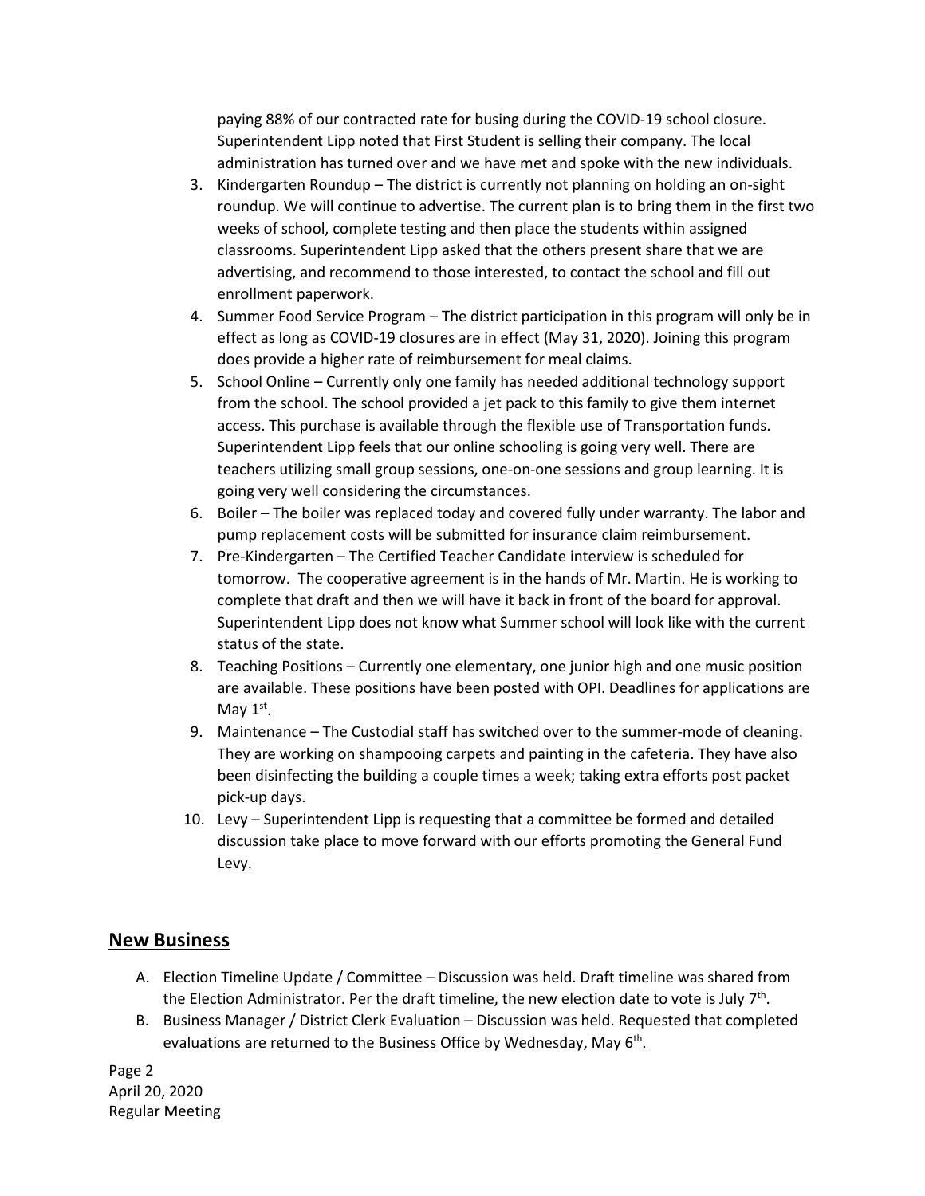paying 88% of our contracted rate for busing during the COVID-19 school closure. Superintendent Lipp noted that First Student is selling their company. The local administration has turned over and we have met and spoke with the new individuals.

3. Kindergarten Roundup – The district is currently not planning on holding an on-sight roundup. We will continue to advertise. The current plan is to bring them in the first two weeks of school, complete testing and then place the students within assigned classrooms. Superintendent Lipp asked that the others present share that we are advertising, and recommend to those interested, to contact the school and fill out enrollment paperwork.
4. Summer Food Service Program – The district participation in this program will only be in effect as long as COVID-19 closures are in effect (May 31, 2020). Joining this program does provide a higher rate of reimbursement for meal claims.
5. School Online – Currently only one family has needed additional technology support from the school. The school provided a jet pack to this family to give them internet access. This purchase is available through the flexible use of Transportation funds. Superintendent Lipp feels that our online schooling is going very well. There are teachers utilizing small group sessions, one-on-one sessions and group learning. It is going very well considering the circumstances.
6. Boiler – The boiler was replaced today and covered fully under warranty. The labor and pump replacement costs will be submitted for insurance claim reimbursement.
7. Pre-Kindergarten – The Certified Teacher Candidate interview is scheduled for tomorrow. The cooperative agreement is in the hands of Mr. Martin. He is working to complete that draft and then we will have it back in front of the board for approval. Superintendent Lipp does not know what Summer school will look like with the current status of the state.
8. Teaching Positions – Currently one elementary, one junior high and one music position are available. These positions have been posted with OPI. Deadlines for applications are May 1st.
9. Maintenance – The Custodial staff has switched over to the summer-mode of cleaning. They are working on shampooing carpets and painting in the cafeteria. They have also been disinfecting the building a couple times a week; taking extra efforts post packet pick-up days.
10. Levy – Superintendent Lipp is requesting that a committee be formed and detailed discussion take place to move forward with our efforts promoting the General Fund Levy.

## New Business

A. Election Timeline Update / Committee – Discussion was held. Draft timeline was shared from the Election Administrator. Per the draft timeline, the new election date to vote is July 7th.

B. Business Manager / District Clerk Evaluation – Discussion was held. Requested that completed evaluations are returned to the Business Office by Wednesday, May 6th.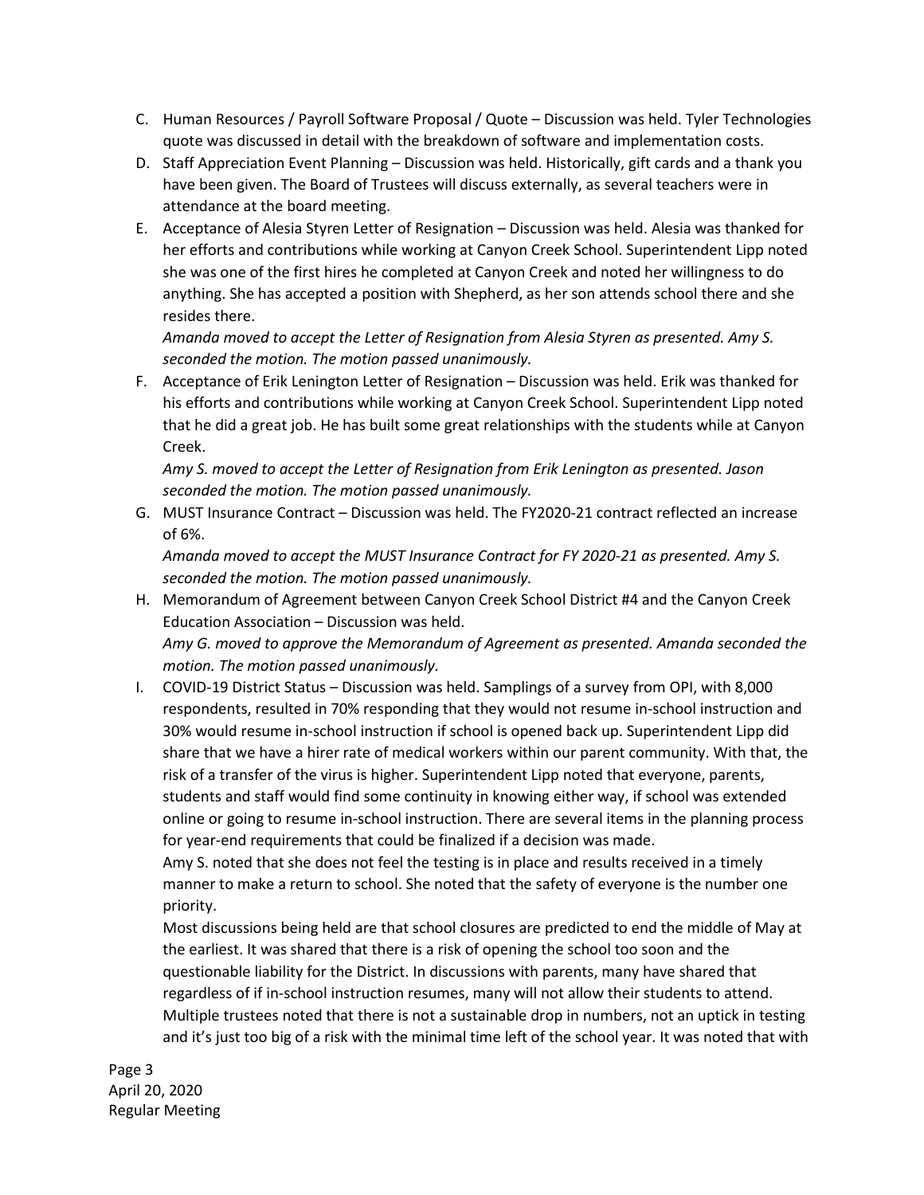C. Human Resources / Payroll Software Proposal / Quote – Discussion was held. Tyler Technologies quote was discussed in detail with the breakdown of software and implementation costs.

D. Staff Appreciation Event Planning – Discussion was held. Historically, gift cards and a thank you have been given. The Board of Trustees will discuss externally, as several teachers were in attendance at the board meeting.

E. Acceptance of Alesia Styren Letter of Resignation – Discussion was held. Alesia was thanked for her efforts and contributions while working at Canyon Creek School. Superintendent Lipp noted she was one of the first hires he completed at Canyon Creek and noted her willingness to do anything. She has accepted a position with Shepherd, as her son attends school there and she resides there.
*Amanda moved to accept the Letter of Resignation from Alesia Styren as presented. Amy S. seconded the motion. The motion passed unanimously.*

F. Acceptance of Erik Lenington Letter of Resignation – Discussion was held. Erik was thanked for his efforts and contributions while working at Canyon Creek School. Superintendent Lipp noted that he did a great job. He has built some great relationships with the students while at Canyon Creek.
*Amy S. moved to accept the Letter of Resignation from Erik Lenington as presented. Jason seconded the motion. The motion passed unanimously.*

G. MUST Insurance Contract – Discussion was held. The FY2020-21 contract reflected an increase of 6%.
*Amanda moved to accept the MUST Insurance Contract for FY 2020-21 as presented. Amy S. seconded the motion. The motion passed unanimously.*

H. Memorandum of Agreement between Canyon Creek School District #4 and the Canyon Creek Education Association – Discussion was held.
*Amy G. moved to approve the Memorandum of Agreement as presented. Amanda seconded the motion. The motion passed unanimously.*

I. COVID-19 District Status – Discussion was held. Samplings of a survey from OPI, with 8,000 respondents, resulted in 70% responding that they would not resume in-school instruction and 30% would resume in-school instruction if school is opened back up. Superintendent Lipp did share that we have a hirer rate of medical workers within our parent community. With that, the risk of a transfer of the virus is higher. Superintendent Lipp noted that everyone, parents, students and staff would find some continuity in knowing either way, if school was extended online or going to resume in-school instruction. There are several items in the planning process for year-end requirements that could be finalized if a decision was made.
Amy S. noted that she does not feel the testing is in place and results received in a timely manner to make a return to school. She noted that the safety of everyone is the number one priority.
Most discussions being held are that school closures are predicted to end the middle of May at the earliest. It was shared that there is a risk of opening the school too soon and the questionable liability for the District. In discussions with parents, many have shared that regardless of if in-school instruction resumes, many will not allow their students to attend. Multiple trustees noted that there is not a sustainable drop in numbers, not an uptick in testing and it's just too big of a risk with the minimal time left of the school year. It was noted that with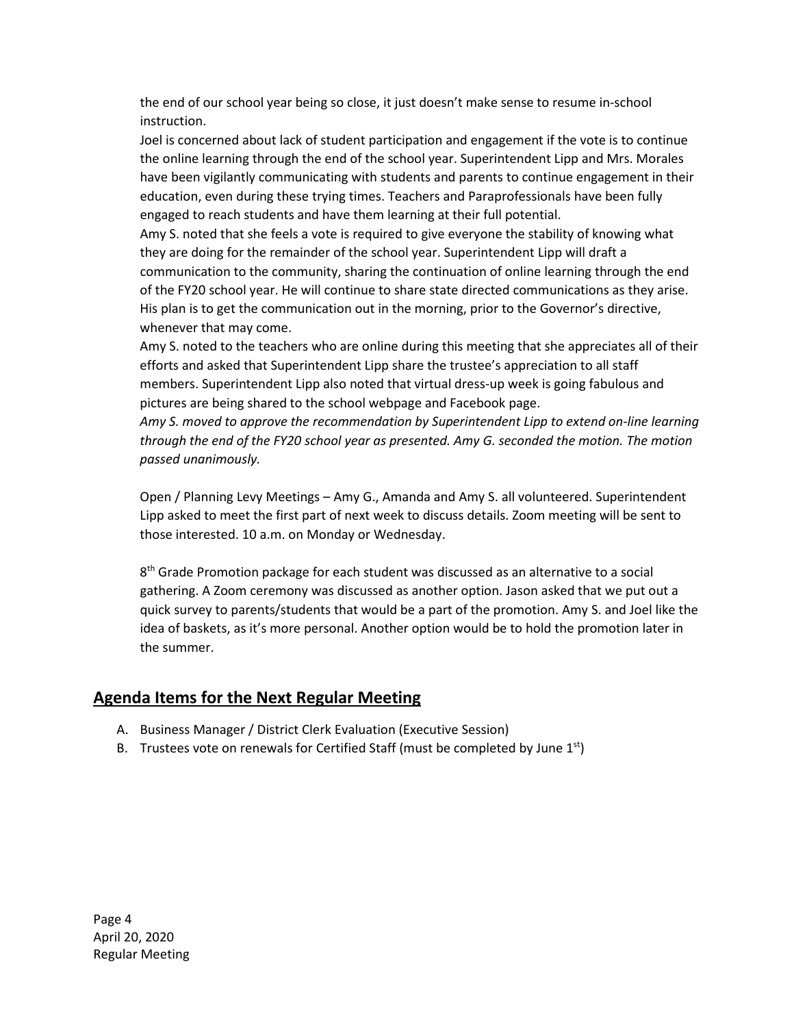the end of our school year being so close, it just doesn't make sense to resume in-school instruction.

Joel is concerned about lack of student participation and engagement if the vote is to continue the online learning through the end of the school year. Superintendent Lipp and Mrs. Morales have been vigilantly communicating with students and parents to continue engagement in their education, even during these trying times. Teachers and Paraprofessionals have been fully engaged to reach students and have them learning at their full potential.

Amy S. noted that she feels a vote is required to give everyone the stability of knowing what they are doing for the remainder of the school year. Superintendent Lipp will draft a communication to the community, sharing the continuation of online learning through the end of the FY20 school year. He will continue to share state directed communications as they arise. His plan is to get the communication out in the morning, prior to the Governor's directive, whenever that may come.

Amy S. noted to the teachers who are online during this meeting that she appreciates all of their efforts and asked that Superintendent Lipp share the trustee's appreciation to all staff members. Superintendent Lipp also noted that virtual dress-up week is going fabulous and pictures are being shared to the school webpage and Facebook page.

*Amy S. moved to approve the recommendation by Superintendent Lipp to extend on-line learning through the end of the FY20 school year as presented. Amy G. seconded the motion. The motion passed unanimously.*

Open / Planning Levy Meetings – Amy G., Amanda and Amy S. all volunteered. Superintendent Lipp asked to meet the first part of next week to discuss details. Zoom meeting will be sent to those interested. 10 a.m. on Monday or Wednesday.

8th Grade Promotion package for each student was discussed as an alternative to a social gathering. A Zoom ceremony was discussed as another option. Jason asked that we put out a quick survey to parents/students that would be a part of the promotion. Amy S. and Joel like the idea of baskets, as it's more personal. Another option would be to hold the promotion later in the summer.

## Agenda Items for the Next Regular Meeting

A. Business Manager / District Clerk Evaluation (Executive Session)
B. Trustees vote on renewals for Certified Staff (must be completed by June 1st)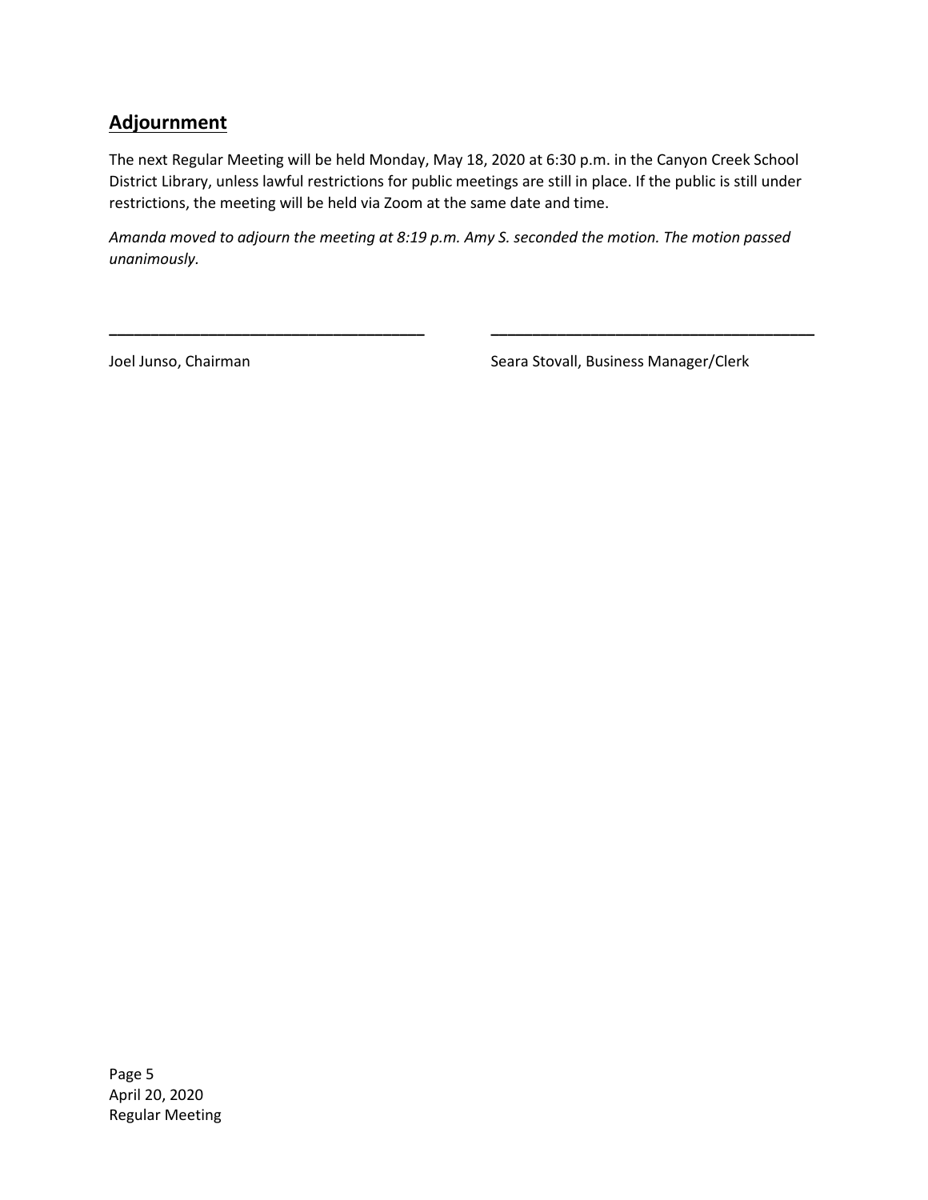## Adjournment

The next Regular Meeting will be held Monday, May 18, 2020 at 6:30 p.m. in the Canyon Creek School District Library, unless lawful restrictions for public meetings are still in place. If the public is still under restrictions, the meeting will be held via Zoom at the same date and time.

*Amanda moved to adjourn the meeting at 8:19 p.m. Amy S. seconded the motion. The motion passed unanimously.*

\_\_\_\_\_\_\_\_\_\_\_\_\_\_\_\_\_\_\_\_\_\_\_\_\_\_\_\_\_\_\_\_\_\_\_\_

Joel Junso, Chairman

\_\_\_\_\_\_\_\_\_\_\_\_\_\_\_\_\_\_\_\_\_\_\_\_\_\_\_\_\_\_\_\_\_\_\_\_

Seara Stovall, Business Manager/Clerk